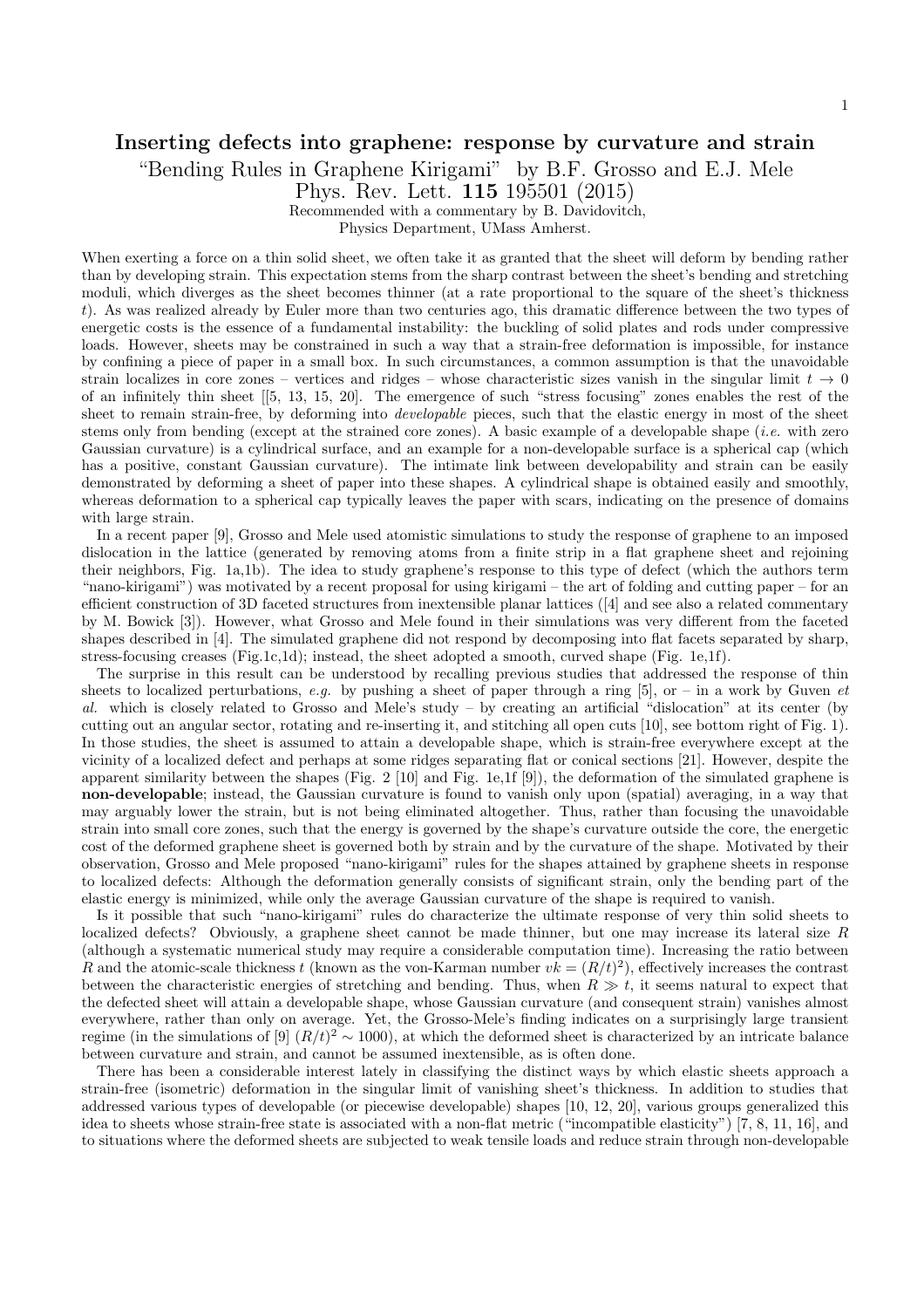# Inserting defects into graphene: response by curvature and strain

"Bending Rules in Graphene Kirigami" by B.F. Grosso and E.J. Mele
Phys. Rev. Lett. **115** 195501 (2015)
Recommended with a commentary by B. Davidovitch,
Physics Department, UMass Amherst.

When exerting a force on a thin solid sheet, we often take it as granted that the sheet will deform by bending rather than by developing strain. This expectation stems from the sharp contrast between the sheet's bending and stretching moduli, which diverges as the sheet becomes thinner (at a rate proportional to the square of the sheet's thickness $t$). As was realized already by Euler more than two centuries ago, this dramatic difference between the two types of energetic costs is the essence of a fundamental instability: the buckling of solid plates and rods under compressive loads. However, sheets may be constrained in such a way that a strain-free deformation is impossible, for instance by confining a piece of paper in a small box. In such circumstances, a common assumption is that the unavoidable strain localizes in core zones – vertices and ridges – whose characteristic sizes vanish in the singular limit $t \to 0$ of an infinitely thin sheet [[5, 13, 15, 20]. The emergence of such "stress focusing" zones enables the rest of the sheet to remain strain-free, by deforming into *developable* pieces, such that the elastic energy in most of the sheet stems only from bending (except at the strained core zones). A basic example of a developable shape (*i.e.* with zero Gaussian curvature) is a cylindrical surface, and an example for a non-developable surface is a spherical cap (which has a positive, constant Gaussian curvature). The intimate link between developability and strain can be easily demonstrated by deforming a sheet of paper into these shapes. A cylindrical shape is obtained easily and smoothly, whereas deformation to a spherical cap typically leaves the paper with scars, indicating on the presence of domains with large strain.

In a recent paper [9], Grosso and Mele used atomistic simulations to study the response of graphene to an imposed dislocation in the lattice (generated by removing atoms from a finite strip in a flat graphene sheet and rejoining their neighbors, Fig. 1a,1b). The idea to study graphene's response to this type of defect (which the authors term "nano-kirigami") was motivated by a recent proposal for using kirigami – the art of folding and cutting paper – for an efficient construction of 3D faceted structures from inextensible planar lattices ([4] and see also a related commentary by M. Bowick [3]). However, what Grosso and Mele found in their simulations was very different from the faceted shapes described in [4]. The simulated graphene did not respond by decomposing into flat facets separated by sharp, stress-focusing creases (Fig.1c,1d); instead, the sheet adopted a smooth, curved shape (Fig. 1e,1f).

The surprise in this result can be understood by recalling previous studies that addressed the response of thin sheets to localized perturbations, *e.g.* by pushing a sheet of paper through a ring [5], or – in a work by Guven *et al.* which is closely related to Grosso and Mele's study – by creating an artificial "dislocation" at its center (by cutting out an angular sector, rotating and re-inserting it, and stitching all open cuts [10], see bottom right of Fig. 1). In those studies, the sheet is assumed to attain a developable shape, which is strain-free everywhere except at the vicinity of a localized defect and perhaps at some ridges separating flat or conical sections [21]. However, despite the apparent similarity between the shapes (Fig. 2 [10] and Fig. 1e,1f [9]), the deformation of the simulated graphene is **non-developable**; instead, the Gaussian curvature is found to vanish only upon (spatial) averaging, in a way that may arguably lower the strain, but is not being eliminated altogether. Thus, rather than focusing the unavoidable strain into small core zones, such that the energy is governed by the shape's curvature outside the core, the energetic cost of the deformed graphene sheet is governed both by strain and by the curvature of the shape. Motivated by their observation, Grosso and Mele proposed "nano-kirigami" rules for the shapes attained by graphene sheets in response to localized defects: Although the deformation generally consists of significant strain, only the bending part of the elastic energy is minimized, while only the average Gaussian curvature of the shape is required to vanish.

Is it possible that such "nano-kirigami" rules do characterize the ultimate response of very thin solid sheets to localized defects? Obviously, a graphene sheet cannot be made thinner, but one may increase its lateral size $R$ (although a systematic numerical study may require a considerable computation time). Increasing the ratio between $R$ and the atomic-scale thickness $t$ (known as the von-Karman number $vk = (R/t)^2$), effectively increases the contrast between the characteristic energies of stretching and bending. Thus, when $R \gg t$, it seems natural to expect that the defected sheet will attain a developable shape, whose Gaussian curvature (and consequent strain) vanishes almost everywhere, rather than only on average. Yet, the Grosso-Mele's finding indicates on a surprisingly large transient regime (in the simulations of [9] $(R/t)^2 \sim 1000$), at which the deformed sheet is characterized by an intricate balance between curvature and strain, and cannot be assumed inextensible, as is often done.

There has been a considerable interest lately in classifying the distinct ways by which elastic sheets approach a strain-free (isometric) deformation in the singular limit of vanishing sheet's thickness. In addition to studies that addressed various types of developable (or piecewise developable) shapes [10, 12, 20], various groups generalized this idea to sheets whose strain-free state is associated with a non-flat metric ("incompatible elasticity") [7, 8, 11, 16], and to situations where the deformed sheets are subjected to weak tensile loads and reduce strain through non-developable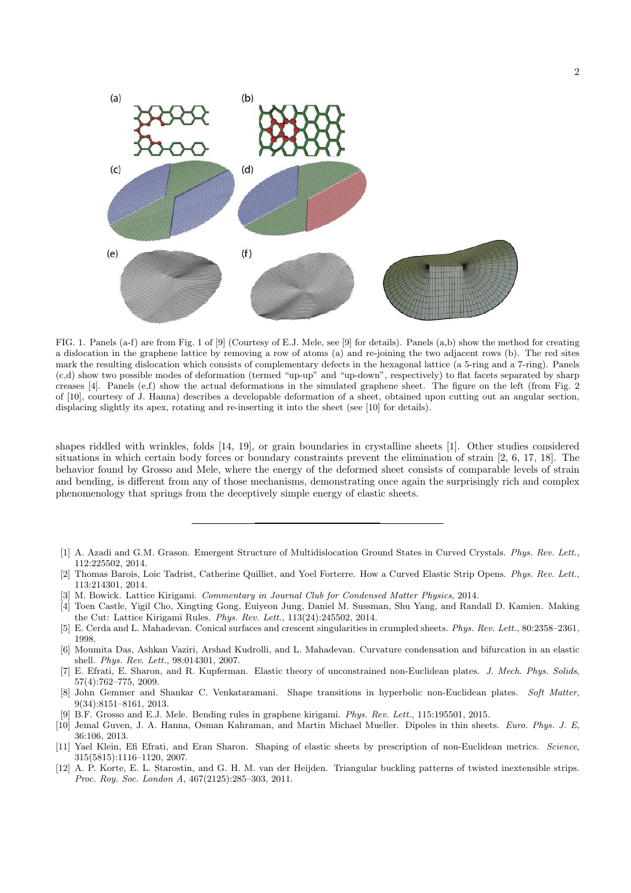FIG. 1. Panels (a-f) are from Fig. 1 of [9] (Courtesy of E.J. Mele, see [9] for details). Panels (a,b) show the method for creating a dislocation in the graphene lattice by removing a row of atoms (a) and re-joining the two adjacent rows (b). The red sites mark the resulting dislocation which consists of complementary defects in the hexagonal lattice (a 5-ring and a 7-ring). Panels (c,d) show two possible modes of deformation (termed "up-up" and "up-down", respectively) to flat facets separated by sharp creases [4]. Panels (e,f) show the actual deformations in the simulated graphene sheet. The figure on the left (from Fig. 2 of [10], courtesy of J. Hanna) describes a developable deformation of a sheet, obtained upon cutting out an angular section, displacing slightly its apex, rotating and re-inserting it into the sheet (see [10] for details).

shapes riddled with wrinkles, folds [14, 19], or grain boundaries in crystalline sheets [1]. Other studies considered situations in which certain body forces or boundary constraints prevent the elimination of strain [2, 6, 17, 18]. The behavior found by Grosso and Mele, where the energy of the deformed sheet consists of comparable levels of strain and bending, is different from any of those mechanisms, demonstrating once again the surprisingly rich and complex phenomenology that springs from the deceptively simple energy of elastic sheets.

---

- [1] A. Azadi and G.M. Grason. Emergent Structure of Multidislocation Ground States in Curved Crystals. *Phys. Rev. Lett.*, 112:225502, 2014.
- [2] Thomas Barois, Loic Tadrist, Catherine Quilliet, and Yoel Forterre. How a Curved Elastic Strip Opens. *Phys. Rev. Lett.*, 113:214301, 2014.
- [3] M. Bowick. Lattice Kirigami. *Commentary in Journal Club for Condensed Matter Physics*, 2014.
- [4] Toen Castle, Yigil Cho, Xingting Gong, Euiyeon Jung, Daniel M. Sussman, Shu Yang, and Randall D. Kamien. Making the Cut: Lattice Kirigami Rules. *Phys. Rev. Lett.*, 113(24):245502, 2014.
- [5] E. Cerda and L. Mahadevan. Conical surfaces and crescent singularities in crumpled sheets. *Phys. Rev. Lett.*, 80:2358–2361, 1998.
- [6] Moumita Das, Ashkan Vaziri, Arshad Kudrolli, and L. Mahadevan. Curvature condensation and bifurcation in an elastic shell. *Phys. Rev. Lett.*, 98:014301, 2007.
- [7] E. Efrati, E. Sharon, and R. Kupferman. Elastic theory of unconstrained non-Euclidean plates. *J. Mech. Phys. Solids*, 57(4):762–775, 2009.
- [8] John Gemmer and Shankar C. Venkataramani. Shape transitions in hyperbolic non-Euclidean plates. *Soft Matter*, 9(34):8151–8161, 2013.
- [9] B.F. Grosso and E.J. Mele. Bending rules in graphene kirigami. *Phys. Rev. Lett.*, 115:195501, 2015.
- [10] Jemal Guven, J. A. Hanna, Osman Kahraman, and Martin Michael Mueller. Dipoles in thin sheets. *Euro. Phys. J. E*, 36:106, 2013.
- [11] Yael Klein, Efi Efrati, and Eran Sharon. Shaping of elastic sheets by prescription of non-Euclidean metrics. *Science*, 315(5815):1116–1120, 2007.
- [12] A. P. Korte, E. L. Starostin, and G. H. M. van der Heijden. Triangular buckling patterns of twisted inextensible strips. *Proc. Roy. Soc. London A*, 467(2125):285–303, 2011.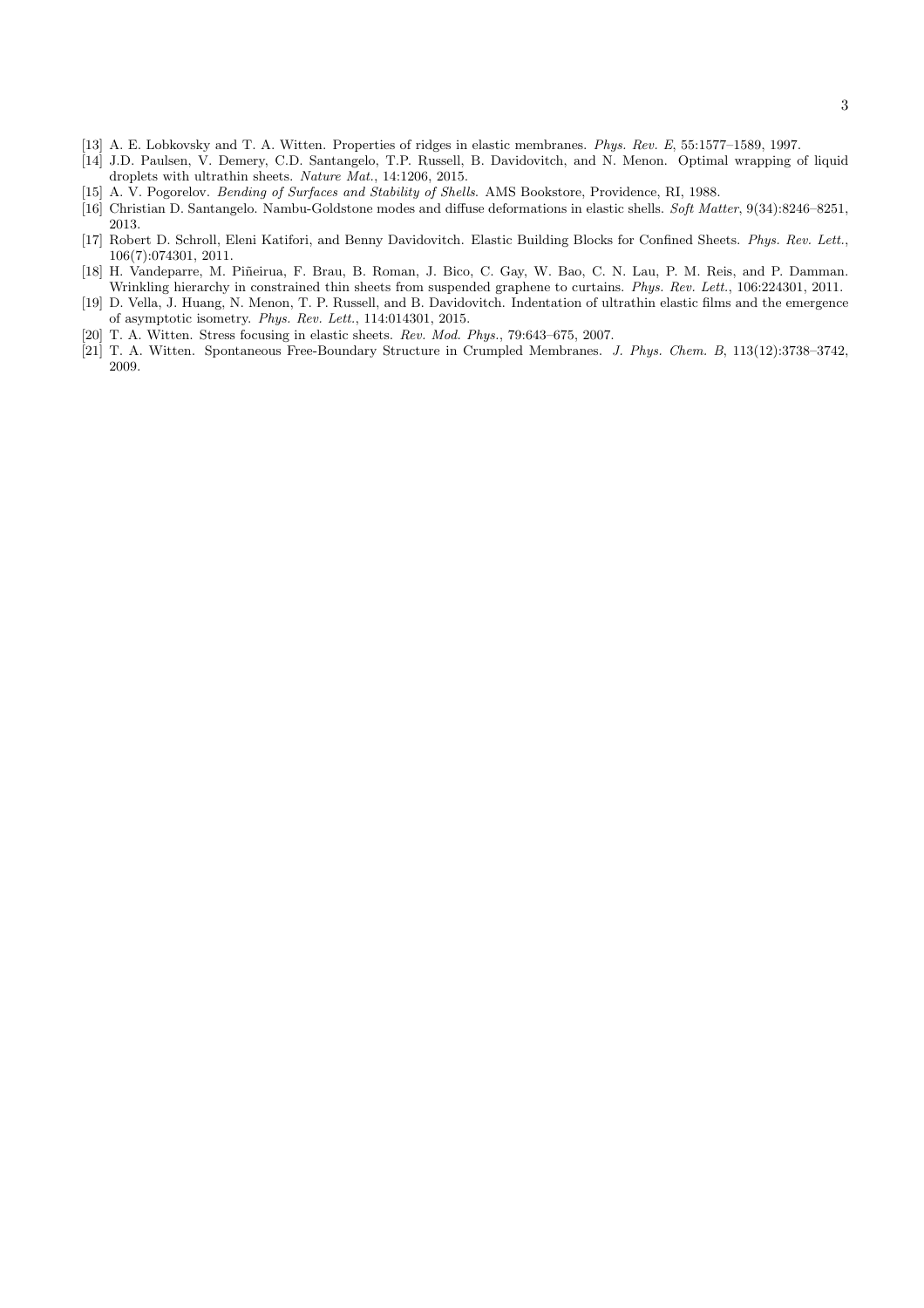[13] A. E. Lobkovsky and T. A. Witten. Properties of ridges in elastic membranes. *Phys. Rev. E*, 55:1577–1589, 1997.

[14] J.D. Paulsen, V. Demery, C.D. Santangelo, T.P. Russell, B. Davidovitch, and N. Menon. Optimal wrapping of liquid droplets with ultrathin sheets. *Nature Mat.*, 14:1206, 2015.

[15] A. V. Pogorelov. *Bending of Surfaces and Stability of Shells*. AMS Bookstore, Providence, RI, 1988.

[16] Christian D. Santangelo. Nambu-Goldstone modes and diffuse deformations in elastic shells. *Soft Matter*, 9(34):8246–8251, 2013.

[17] Robert D. Schroll, Eleni Katifori, and Benny Davidovitch. Elastic Building Blocks for Confined Sheets. *Phys. Rev. Lett.*, 106(7):074301, 2011.

[18] H. Vandeparre, M. Piñeirua, F. Brau, B. Roman, J. Bico, C. Gay, W. Bao, C. N. Lau, P. M. Reis, and P. Damman. Wrinkling hierarchy in constrained thin sheets from suspended graphene to curtains. *Phys. Rev. Lett.*, 106:224301, 2011.

[19] D. Vella, J. Huang, N. Menon, T. P. Russell, and B. Davidovitch. Indentation of ultrathin elastic films and the emergence of asymptotic isometry. *Phys. Rev. Lett.*, 114:014301, 2015.

[20] T. A. Witten. Stress focusing in elastic sheets. *Rev. Mod. Phys.*, 79:643–675, 2007.

[21] T. A. Witten. Spontaneous Free-Boundary Structure in Crumpled Membranes. *J. Phys. Chem. B*, 113(12):3738–3742, 2009.